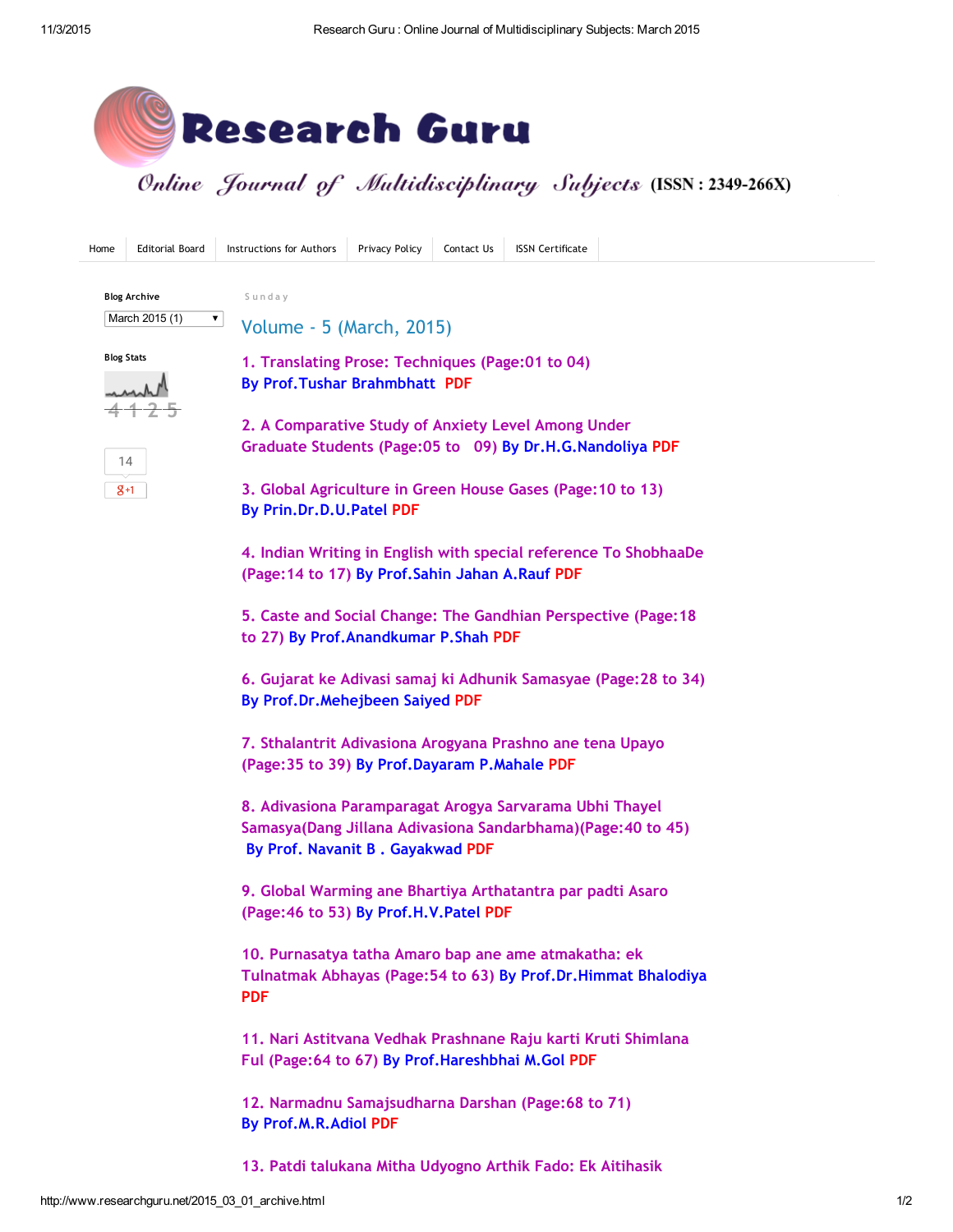# Research Guru

*Online Journal of Multidisciplinary Subjects* (ISSN : 2349-266X)

Home | Editorial Board | Instructions for Authors | Privacy Policy | Contact Us | ISSN Certificate

**Blog Archive**

March 2015 (1)

**Blog Stats**

4 1 2 5

14

g+1

Sunday

## Volume - 5 (March, 2015)

1. Translating Prose: Techniques (Page:01 to 04)
By Prof.Tushar Brahmbhatt PDF

2. A Comparative Study of Anxiety Level Among Under Graduate Students (Page:05 to 09) By Dr.H.G.Nandoliya PDF

3. Global Agriculture in Green House Gases (Page:10 to 13)
By Prin.Dr.D.U.Patel PDF

4. Indian Writing in English with special reference To ShobhaaDe (Page:14 to 17) By Prof.Sahin Jahan A.Rauf PDF

5. Caste and Social Change: The Gandhian Perspective (Page:18 to 27) By Prof.Anandkumar P.Shah PDF

6. Gujarat ke Adivasi samaj ki Adhunik Samasyae (Page:28 to 34)
By Prof.Dr.Mehejbeen Saiyed PDF

7. Sthalantrit Adivasiona Arogyana Prashno ane tena Upayo (Page:35 to 39) By Prof.Dayaram P.Mahale PDF

8. Adivasiona Paramparagat Arogya Sarvarama Ubhi Thayel Samasya(Dang Jillana Adivasiona Sandarbhama)(Page:40 to 45)
By Prof. Navanit B . Gayakwad PDF

9. Global Warming ane Bhartiya Arthatantra par padti Asaro (Page:46 to 53) By Prof.H.V.Patel PDF

10. Purnasatya tatha Amaro bap ane ame atmakatha: ek Tulnatmak Abhayas (Page:54 to 63) By Prof.Dr.Himmat Bhalodiya PDF

11. Nari Astitvana Vedhak Prashnane Raju karti Kruti Shimlana Ful (Page:64 to 67) By Prof.Hareshbhai M.Gol PDF

12. Narmadnu Samajsudharna Darshan (Page:68 to 71)
By Prof.M.R.Adiol PDF

13. Patdi talukana Mitha Udyogno Arthik Fado: Ek Aitihasik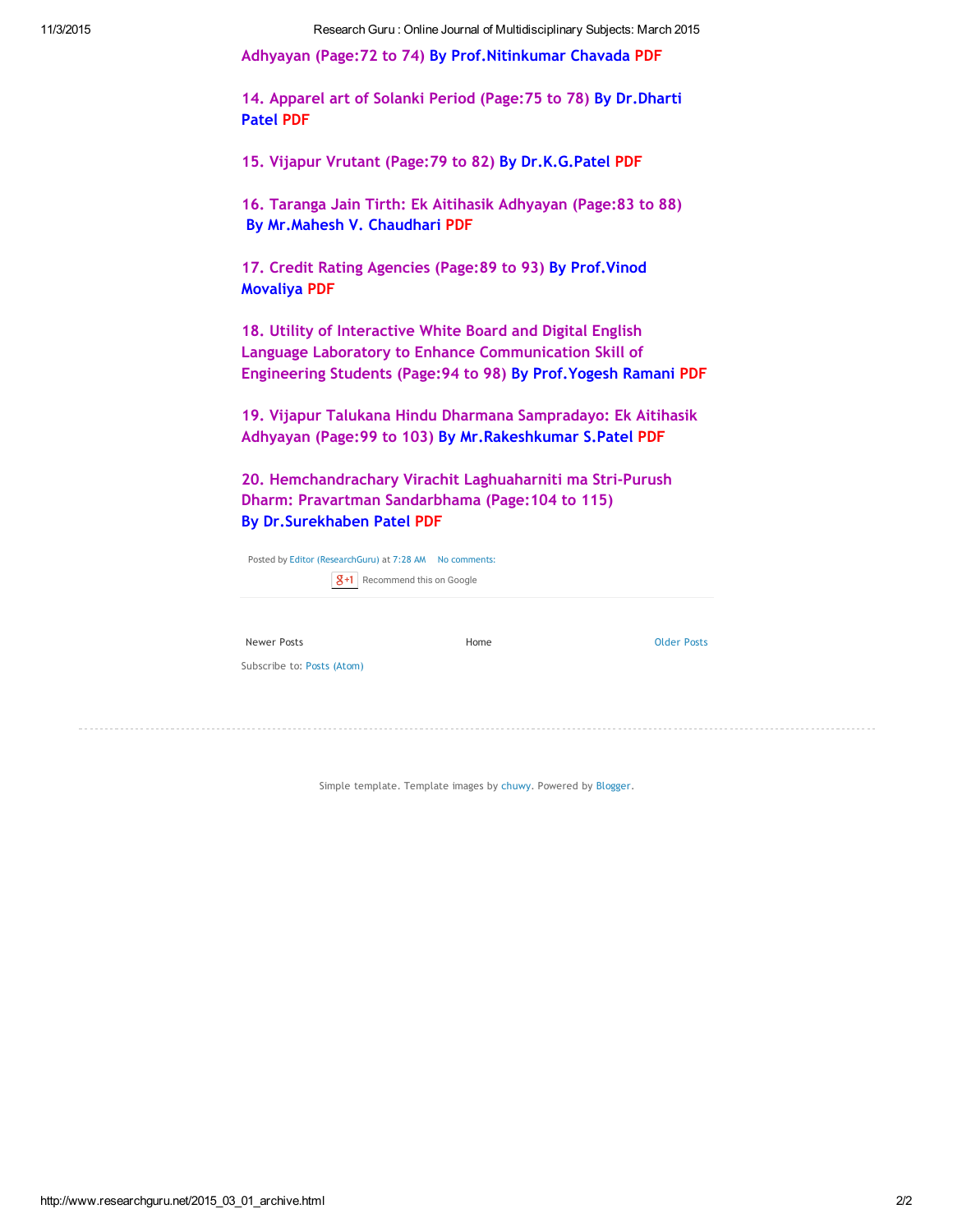Adhyayan (Page:72 to 74) By Prof.Nitinkumar Chavada PDF

14. Apparel art of Solanki Period (Page:75 to 78) By Dr.Dharti Patel PDF

15. Vijapur Vrutant (Page:79 to 82) By Dr.K.G.Patel PDF

16. Taranga Jain Tirth: Ek Aitihasik Adhyayan (Page:83 to 88) By Mr.Mahesh V. Chaudhari PDF

17. Credit Rating Agencies (Page:89 to 93) By Prof.Vinod Movaliya PDF

18. Utility of Interactive White Board and Digital English Language Laboratory to Enhance Communication Skill of Engineering Students (Page:94 to 98) By Prof.Yogesh Ramani PDF

19. Vijapur Talukana Hindu Dharmana Sampradayo: Ek Aitihasik Adhyayan (Page:99 to 103) By Mr.Rakeshkumar S.Patel PDF

20. Hemchandrachary Virachit Laghuaharniti ma Stri-Purush Dharm: Pravartman Sandarbhama (Page:104 to 115) By Dr.Surekhaben Patel PDF

Posted by Editor (ResearchGuru) at 7:28 AM No comments:

Recommend this on Google

Newer Posts Home Older Posts

Subscribe to: Posts (Atom)

Simple template. Template images by chuwy. Powered by Blogger.